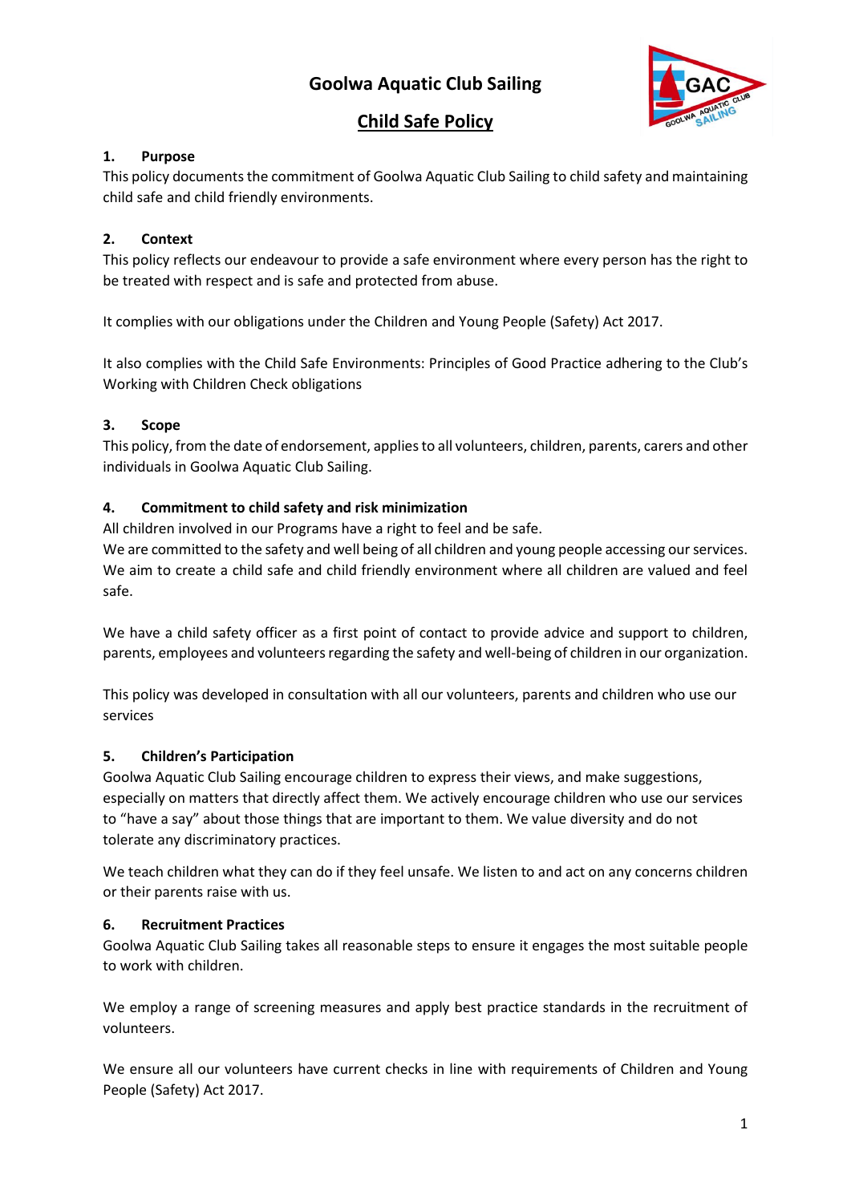# Goolwa Aquatic Club Sailing

## Child Safe Policy

### 1. Purpose

This policy documents the commitment of Goolwa Aquatic Club Sailing to child safety and maintaining child safe and child friendly environments.

### 2. Context

This policy reflects our endeavour to provide a safe environment where every person has the right to be treated with respect and is safe and protected from abuse.

It complies with our obligations under the Children and Young People (Safety) Act 2017.

It also complies with the Child Safe Environments: Principles of Good Practice adhering to the Club's Working with Children Check obligations

### 3. Scope

This policy, from the date of endorsement, applies to all volunteers, children, parents, carers and other individuals in Goolwa Aquatic Club Sailing.

### 4. Commitment to child safety and risk minimization

All children involved in our Programs have a right to feel and be safe.
We are committed to the safety and well being of all children and young people accessing our services. We aim to create a child safe and child friendly environment where all children are valued and feel safe.

We have a child safety officer as a first point of contact to provide advice and support to children, parents, employees and volunteers regarding the safety and well-being of children in our organization.

This policy was developed in consultation with all our volunteers, parents and children who use our services

### 5. Children's Participation

Goolwa Aquatic Club Sailing encourage children to express their views, and make suggestions, especially on matters that directly affect them. We actively encourage children who use our services to "have a say" about those things that are important to them. We value diversity and do not tolerate any discriminatory practices.

We teach children what they can do if they feel unsafe. We listen to and act on any concerns children or their parents raise with us.

### 6. Recruitment Practices

Goolwa Aquatic Club Sailing takes all reasonable steps to ensure it engages the most suitable people to work with children.

We employ a range of screening measures and apply best practice standards in the recruitment of volunteers.

We ensure all our volunteers have current checks in line with requirements of Children and Young People (Safety) Act 2017.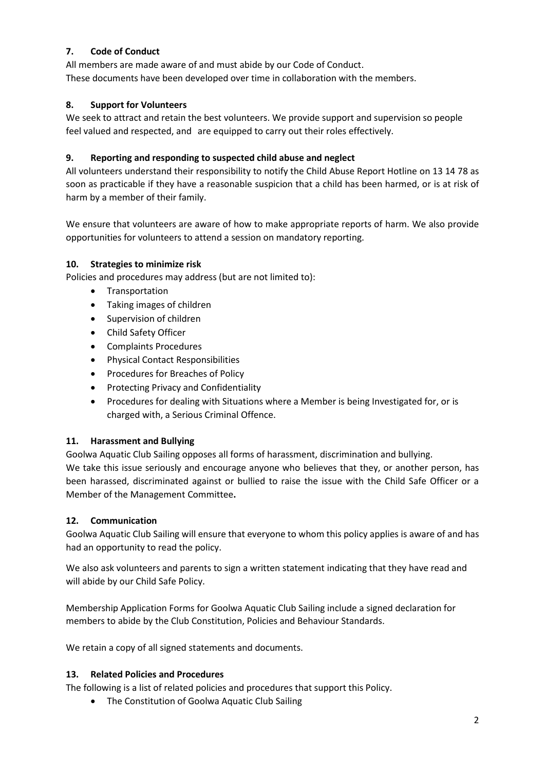## 7. Code of Conduct

All members are made aware of and must abide by our Code of Conduct.
These documents have been developed over time in collaboration with the members.

## 8. Support for Volunteers

We seek to attract and retain the best volunteers. We provide support and supervision so people feel valued and respected, and are equipped to carry out their roles effectively.

## 9. Reporting and responding to suspected child abuse and neglect

All volunteers understand their responsibility to notify the Child Abuse Report Hotline on 13 14 78 as soon as practicable if they have a reasonable suspicion that a child has been harmed, or is at risk of harm by a member of their family.

We ensure that volunteers are aware of how to make appropriate reports of harm. We also provide opportunities for volunteers to attend a session on mandatory reporting.

## 10. Strategies to minimize risk

Policies and procedures may address (but are not limited to):

- Transportation
- Taking images of children
- Supervision of children
- Child Safety Officer
- Complaints Procedures
- Physical Contact Responsibilities
- Procedures for Breaches of Policy
- Protecting Privacy and Confidentiality
- Procedures for dealing with Situations where a Member is being Investigated for, or is charged with, a Serious Criminal Offence.

## 11. Harassment and Bullying

Goolwa Aquatic Club Sailing opposes all forms of harassment, discrimination and bullying.
We take this issue seriously and encourage anyone who believes that they, or another person, has been harassed, discriminated against or bullied to raise the issue with the Child Safe Officer or a Member of the Management Committee**.**

## 12. Communication

Goolwa Aquatic Club Sailing will ensure that everyone to whom this policy applies is aware of and has had an opportunity to read the policy.

We also ask volunteers and parents to sign a written statement indicating that they have read and will abide by our Child Safe Policy.

Membership Application Forms for Goolwa Aquatic Club Sailing include a signed declaration for members to abide by the Club Constitution, Policies and Behaviour Standards.

We retain a copy of all signed statements and documents.

## 13. Related Policies and Procedures

The following is a list of related policies and procedures that support this Policy.

- The Constitution of Goolwa Aquatic Club Sailing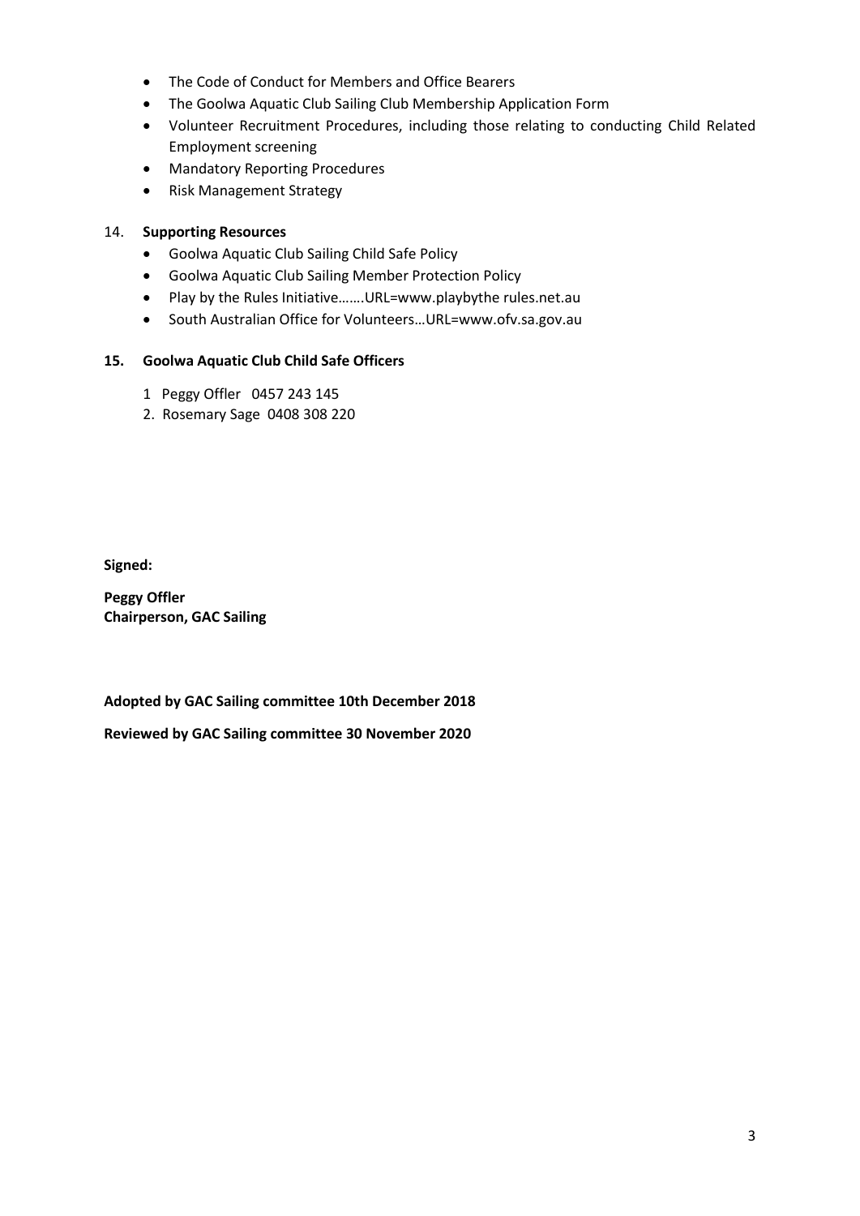- The Code of Conduct for Members and Office Bearers
- The Goolwa Aquatic Club Sailing Club Membership Application Form
- Volunteer Recruitment Procedures, including those relating to conducting Child Related Employment screening
- Mandatory Reporting Procedures
- Risk Management Strategy

14. **Supporting Resources**
    - Goolwa Aquatic Club Sailing Child Safe Policy
    - Goolwa Aquatic Club Sailing Member Protection Policy
    - Play by the Rules Initiative…….URL=www.playbythe rules.net.au
    - South Australian Office for Volunteers…URL=www.ofv.sa.gov.au

**15. Goolwa Aquatic Club Child Safe Officers**

1 Peggy Offler 0457 243 145

2. Rosemary Sage 0408 308 220

**Signed:**

**Peggy Offler**
**Chairperson, GAC Sailing**

**Adopted by GAC Sailing committee 10th December 2018**

**Reviewed by GAC Sailing committee 30 November 2020**